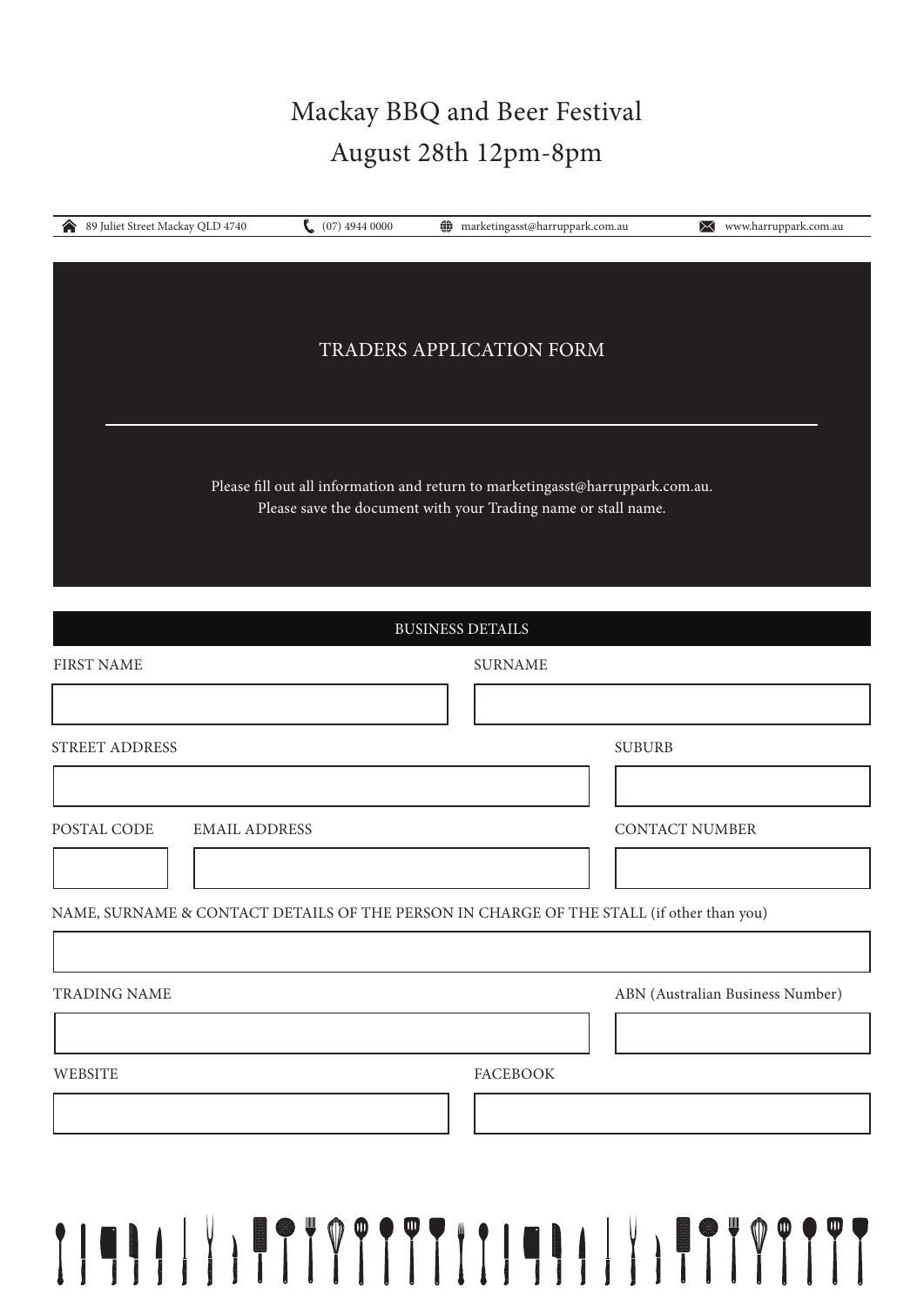# Mackay BBQ and Beer Festival

# August 28th 12pm-8pm

89 Juliet Street Mackay QLD 4740 | (07) 4944 0000 | marketingasst@harruppark.com.au | www.harruppark.com.au

## TRADERS APPLICATION FORM

Please fill out all information and return to marketingasst@harruppark.com.au.
Please save the document with your Trading name or stall name.

### BUSINESS DETAILS

FIRST NAME

SURNAME

STREET ADDRESS

SUBURB

POSTAL CODE

EMAIL ADDRESS

CONTACT NUMBER

NAME, SURNAME & CONTACT DETAILS OF THE PERSON IN CHARGE OF THE STALL (if other than you)

TRADING NAME

ABN (Australian Business Number)

WEBSITE

FACEBOOK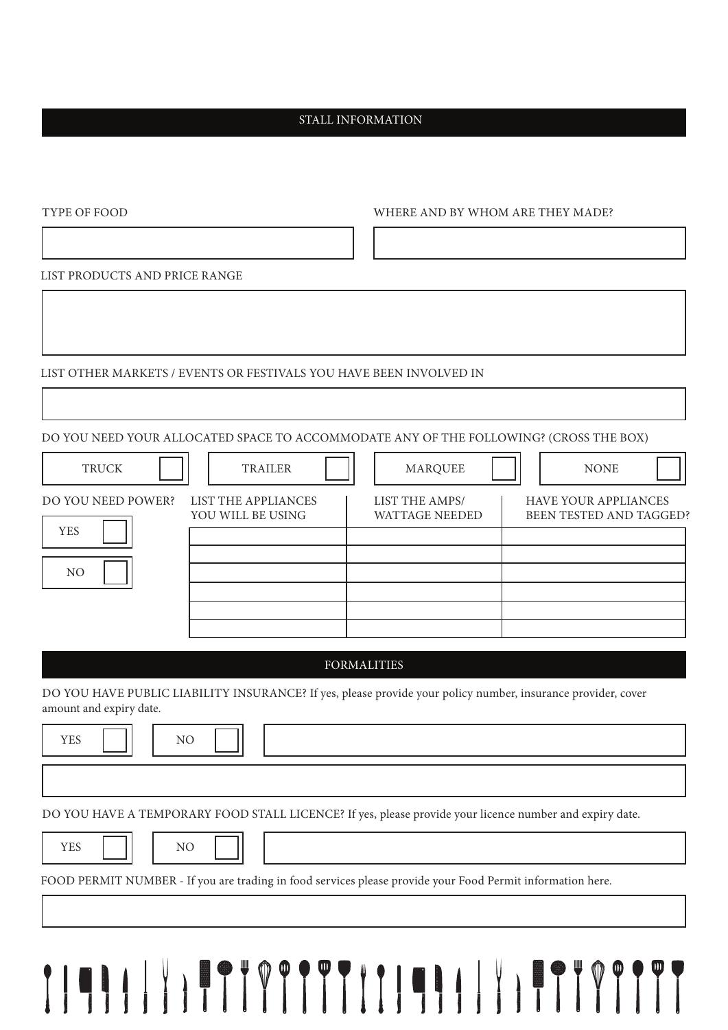## STALL INFORMATION

TYPE OF FOOD

WHERE AND BY WHOM ARE THEY MADE?

LIST PRODUCTS AND PRICE RANGE

LIST OTHER MARKETS / EVENTS OR FESTIVALS YOU HAVE BEEN INVOLVED IN

DO YOU NEED YOUR ALLOCATED SPACE TO ACCOMMODATE ANY OF THE FOLLOWING? (CROSS THE BOX)

TRUCK ☐ TRAILER ☐ MARQUEE ☐ NONE ☐

DO YOU NEED POWER?

YES ☐

NO ☐

| LIST THE APPLIANCES YOU WILL BE USING | LIST THE AMPS/ WATTAGE NEEDED | HAVE YOUR APPLIANCES BEEN TESTED AND TAGGED? |
|---|---|---|
| | | |
| | | |
| | | |
| | | |
| | | |
| | | |

## FORMALITIES

DO YOU HAVE PUBLIC LIABILITY INSURANCE? If yes, please provide your policy number, insurance provider, cover amount and expiry date.

YES ☐ NO ☐

DO YOU HAVE A TEMPORARY FOOD STALL LICENCE? If yes, please provide your licence number and expiry date.

YES ☐ NO ☐

FOOD PERMIT NUMBER - If you are trading in food services please provide your Food Permit information here.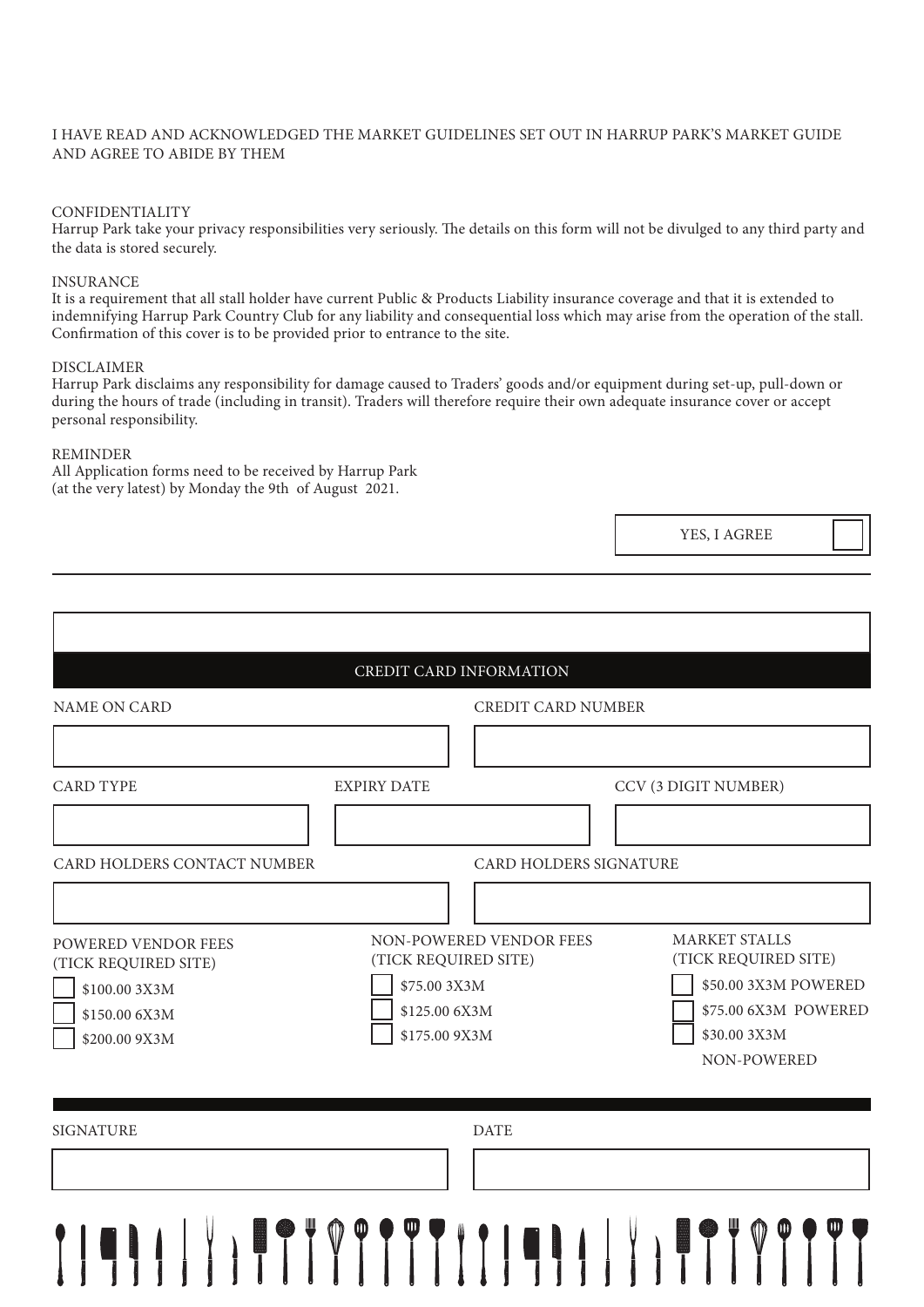I HAVE READ AND ACKNOWLEDGED THE MARKET GUIDELINES SET OUT IN HARRUP PARK'S MARKET GUIDE AND AGREE TO ABIDE BY THEM

CONFIDENTIALITY
Harrup Park take your privacy responsibilities very seriously. The details on this form will not be divulged to any third party and the data is stored securely.

INSURANCE
It is a requirement that all stall holder have current Public & Products Liability insurance coverage and that it is extended to indemnifying Harrup Park Country Club for any liability and consequential loss which may arise from the operation of the stall. Confirmation of this cover is to be provided prior to entrance to the site.

DISCLAIMER
Harrup Park disclaims any responsibility for damage caused to Traders' goods and/or equipment during set-up, pull-down or during the hours of trade (including in transit). Traders will therefore require their own adequate insurance cover or accept personal responsibility.

REMINDER
All Application forms need to be received by Harrup Park (at the very latest) by Monday the 9th of August 2021.

YES, I AGREE ☐

## CREDIT CARD INFORMATION

NAME ON CARD

CREDIT CARD NUMBER

CARD TYPE

EXPIRY DATE

CCV (3 DIGIT NUMBER)

CARD HOLDERS CONTACT NUMBER

CARD HOLDERS SIGNATURE

POWERED VENDOR FEES (TICK REQUIRED SITE)
- ☐ $100.00 3X3M
- ☐ $150.00 6X3M
- ☐ $200.00 9X3M

NON-POWERED VENDOR FEES (TICK REQUIRED SITE)
- ☐ $75.00 3X3M
- ☐ $125.00 6X3M
- ☐ $175.00 9X3M

MARKET STALLS (TICK REQUIRED SITE)
- ☐ $50.00 3X3M POWERED
- ☐ $75.00 6X3M POWERED
- ☐ $30.00 3X3M NON-POWERED

SIGNATURE

DATE